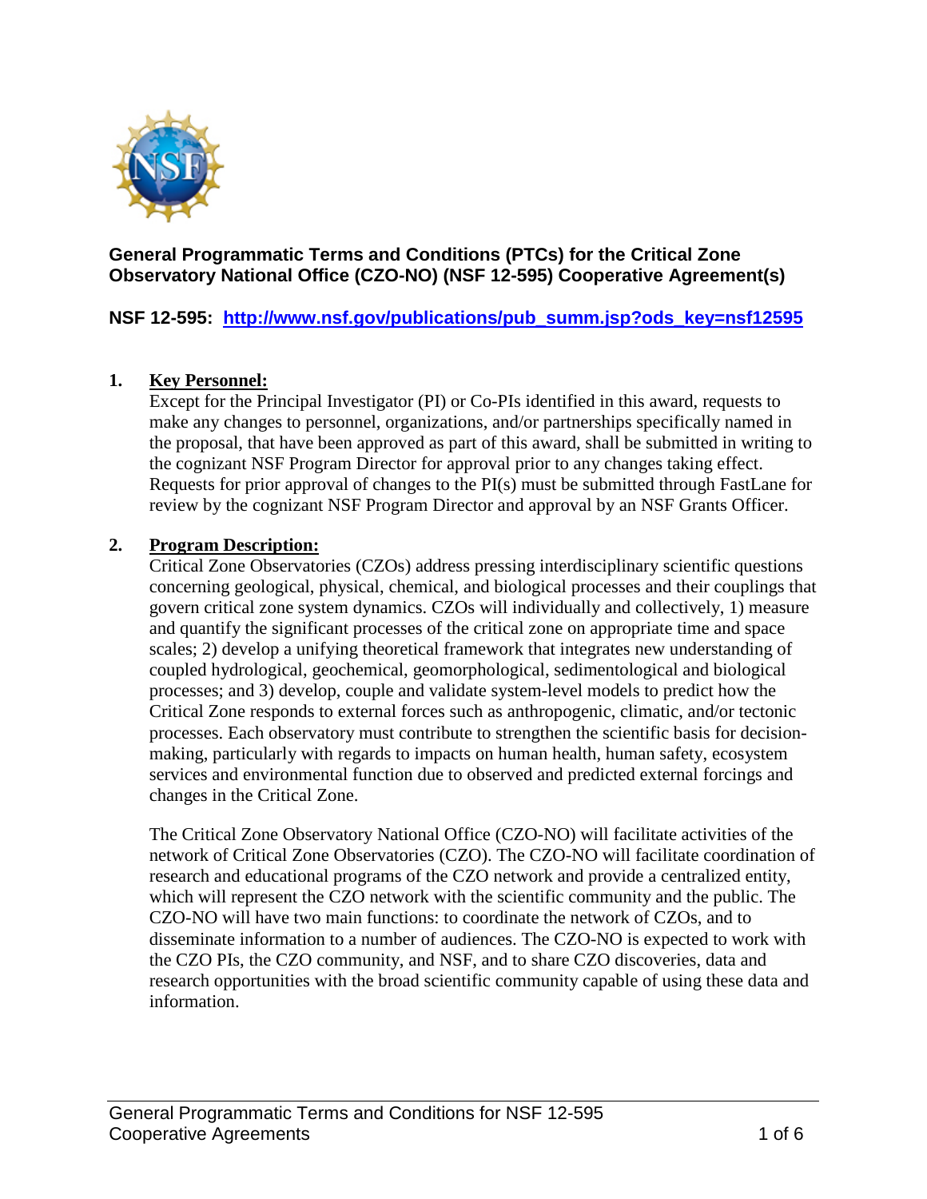**General Programmatic Terms and Conditions (PTCs) for the Critical Zone Observatory National Office (CZO-NO) (NSF 12-595) Cooperative Agreement(s)**

**NSF 12-595: [http://www.nsf.gov/publications/pub_summ.jsp?ods_key=nsf12595](http://www.nsf.gov/publications/pub_summ.jsp?ods_key=nsf12595)**

**1. Key Personnel:**

Except for the Principal Investigator (PI) or Co-PIs identified in this award, requests to make any changes to personnel, organizations, and/or partnerships specifically named in the proposal, that have been approved as part of this award, shall be submitted in writing to the cognizant NSF Program Director for approval prior to any changes taking effect. Requests for prior approval of changes to the PI(s) must be submitted through FastLane for review by the cognizant NSF Program Director and approval by an NSF Grants Officer.

**2. Program Description:**

Critical Zone Observatories (CZOs) address pressing interdisciplinary scientific questions concerning geological, physical, chemical, and biological processes and their couplings that govern critical zone system dynamics. CZOs will individually and collectively, 1) measure and quantify the significant processes of the critical zone on appropriate time and space scales; 2) develop a unifying theoretical framework that integrates new understanding of coupled hydrological, geochemical, geomorphological, sedimentological and biological processes; and 3) develop, couple and validate system-level models to predict how the Critical Zone responds to external forces such as anthropogenic, climatic, and/or tectonic processes. Each observatory must contribute to strengthen the scientific basis for decision-making, particularly with regards to impacts on human health, human safety, ecosystem services and environmental function due to observed and predicted external forcings and changes in the Critical Zone.

The Critical Zone Observatory National Office (CZO-NO) will facilitate activities of the network of Critical Zone Observatories (CZO). The CZO-NO will facilitate coordination of research and educational programs of the CZO network and provide a centralized entity, which will represent the CZO network with the scientific community and the public. The CZO-NO will have two main functions: to coordinate the network of CZOs, and to disseminate information to a number of audiences. The CZO-NO is expected to work with the CZO PIs, the CZO community, and NSF, and to share CZO discoveries, data and research opportunities with the broad scientific community capable of using these data and information.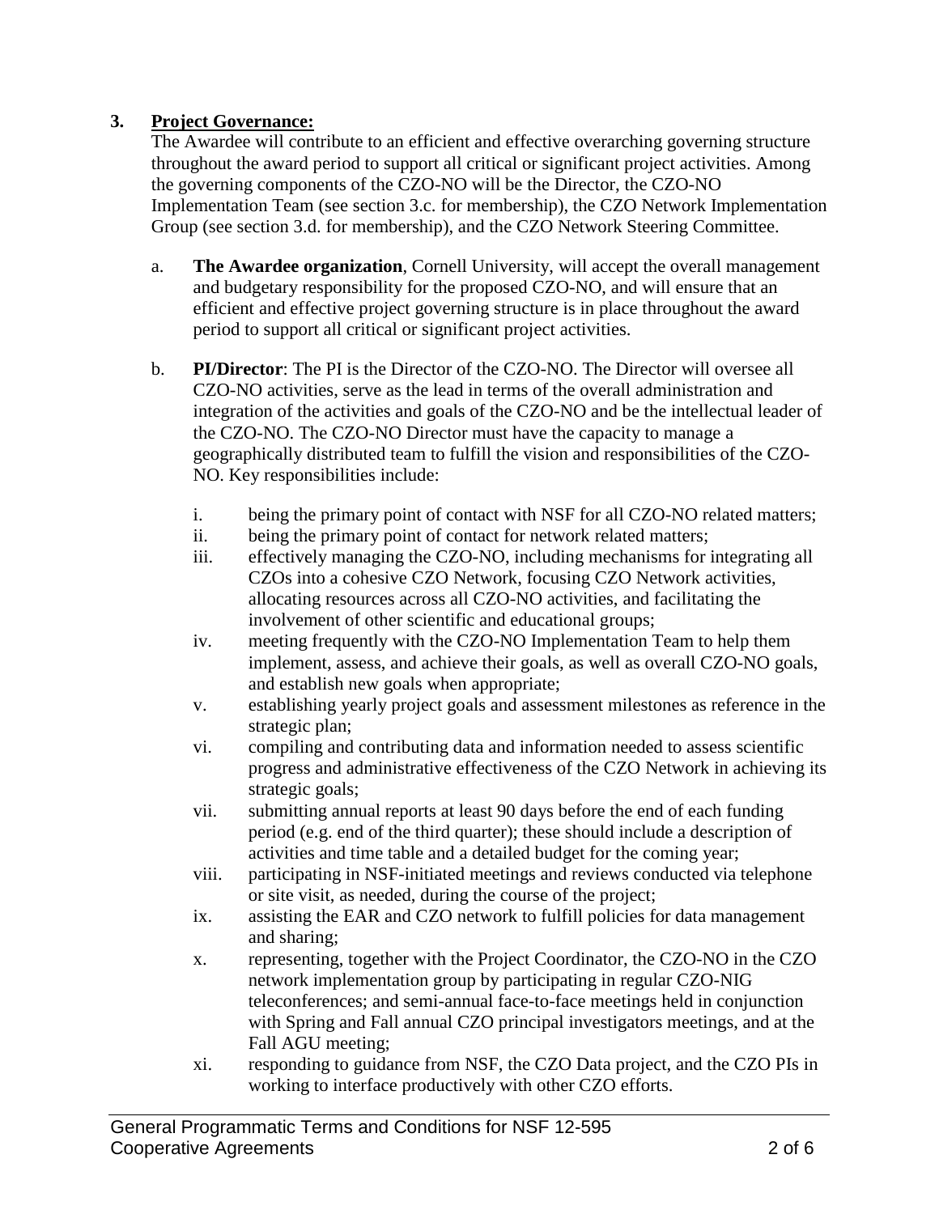3. **Project Governance:**

The Awardee will contribute to an efficient and effective overarching governing structure throughout the award period to support all critical or significant project activities. Among the governing components of the CZO-NO will be the Director, the CZO-NO Implementation Team (see section 3.c. for membership), the CZO Network Implementation Group (see section 3.d. for membership), and the CZO Network Steering Committee.

a. **The Awardee organization**, Cornell University, will accept the overall management and budgetary responsibility for the proposed CZO-NO, and will ensure that an efficient and effective project governing structure is in place throughout the award period to support all critical or significant project activities.

b. **PI/Director**: The PI is the Director of the CZO-NO. The Director will oversee all CZO-NO activities, serve as the lead in terms of the overall administration and integration of the activities and goals of the CZO-NO and be the intellectual leader of the CZO-NO. The CZO-NO Director must have the capacity to manage a geographically distributed team to fulfill the vision and responsibilities of the CZO-NO. Key responsibilities include:

   i. being the primary point of contact with NSF for all CZO-NO related matters;
   
   ii. being the primary point of contact for network related matters;
   
   iii. effectively managing the CZO-NO, including mechanisms for integrating all CZOs into a cohesive CZO Network, focusing CZO Network activities, allocating resources across all CZO-NO activities, and facilitating the involvement of other scientific and educational groups;
   
   iv. meeting frequently with the CZO-NO Implementation Team to help them implement, assess, and achieve their goals, as well as overall CZO-NO goals, and establish new goals when appropriate;
   
   v. establishing yearly project goals and assessment milestones as reference in the strategic plan;
   
   vi. compiling and contributing data and information needed to assess scientific progress and administrative effectiveness of the CZO Network in achieving its strategic goals;
   
   vii. submitting annual reports at least 90 days before the end of each funding period (e.g. end of the third quarter); these should include a description of activities and time table and a detailed budget for the coming year;
   
   viii. participating in NSF-initiated meetings and reviews conducted via telephone or site visit, as needed, during the course of the project;
   
   ix. assisting the EAR and CZO network to fulfill policies for data management and sharing;
   
   x. representing, together with the Project Coordinator, the CZO-NO in the CZO network implementation group by participating in regular CZO-NIG teleconferences; and semi-annual face-to-face meetings held in conjunction with Spring and Fall annual CZO principal investigators meetings, and at the Fall AGU meeting;
   
   xi. responding to guidance from NSF, the CZO Data project, and the CZO PIs in working to interface productively with other CZO efforts.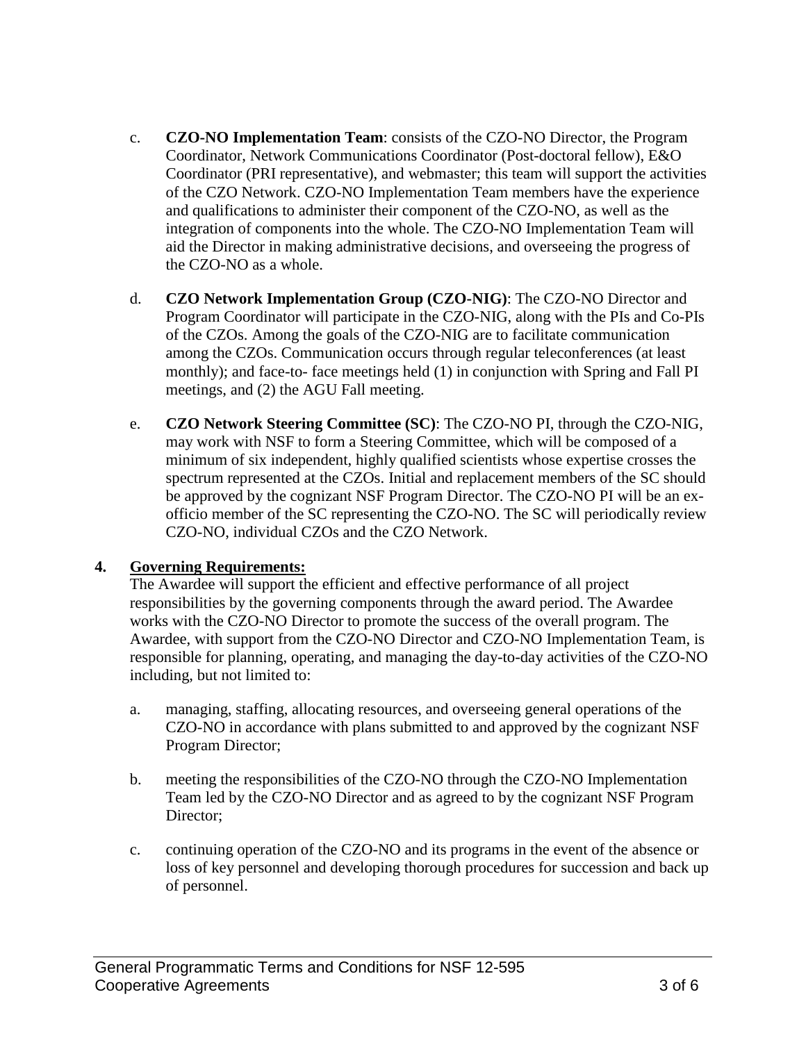c. **CZO-NO Implementation Team**: consists of the CZO-NO Director, the Program Coordinator, Network Communications Coordinator (Post-doctoral fellow), E&O Coordinator (PRI representative), and webmaster; this team will support the activities of the CZO Network. CZO-NO Implementation Team members have the experience and qualifications to administer their component of the CZO-NO, as well as the integration of components into the whole. The CZO-NO Implementation Team will aid the Director in making administrative decisions, and overseeing the progress of the CZO-NO as a whole.

d. **CZO Network Implementation Group (CZO-NIG)**: The CZO-NO Director and Program Coordinator will participate in the CZO-NIG, along with the PIs and Co-PIs of the CZOs. Among the goals of the CZO-NIG are to facilitate communication among the CZOs. Communication occurs through regular teleconferences (at least monthly); and face-to- face meetings held (1) in conjunction with Spring and Fall PI meetings, and (2) the AGU Fall meeting.

e. **CZO Network Steering Committee (SC)**: The CZO-NO PI, through the CZO-NIG, may work with NSF to form a Steering Committee, which will be composed of a minimum of six independent, highly qualified scientists whose expertise crosses the spectrum represented at the CZOs. Initial and replacement members of the SC should be approved by the cognizant NSF Program Director. The CZO-NO PI will be an ex-officio member of the SC representing the CZO-NO. The SC will periodically review CZO-NO, individual CZOs and the CZO Network.

**4. <u>Governing Requirements:</u>**

The Awardee will support the efficient and effective performance of all project responsibilities by the governing components through the award period. The Awardee works with the CZO-NO Director to promote the success of the overall program. The Awardee, with support from the CZO-NO Director and CZO-NO Implementation Team, is responsible for planning, operating, and managing the day-to-day activities of the CZO-NO including, but not limited to:

a. managing, staffing, allocating resources, and overseeing general operations of the CZO-NO in accordance with plans submitted to and approved by the cognizant NSF Program Director;

b. meeting the responsibilities of the CZO-NO through the CZO-NO Implementation Team led by the CZO-NO Director and as agreed to by the cognizant NSF Program Director;

c. continuing operation of the CZO-NO and its programs in the event of the absence or loss of key personnel and developing thorough procedures for succession and back up of personnel.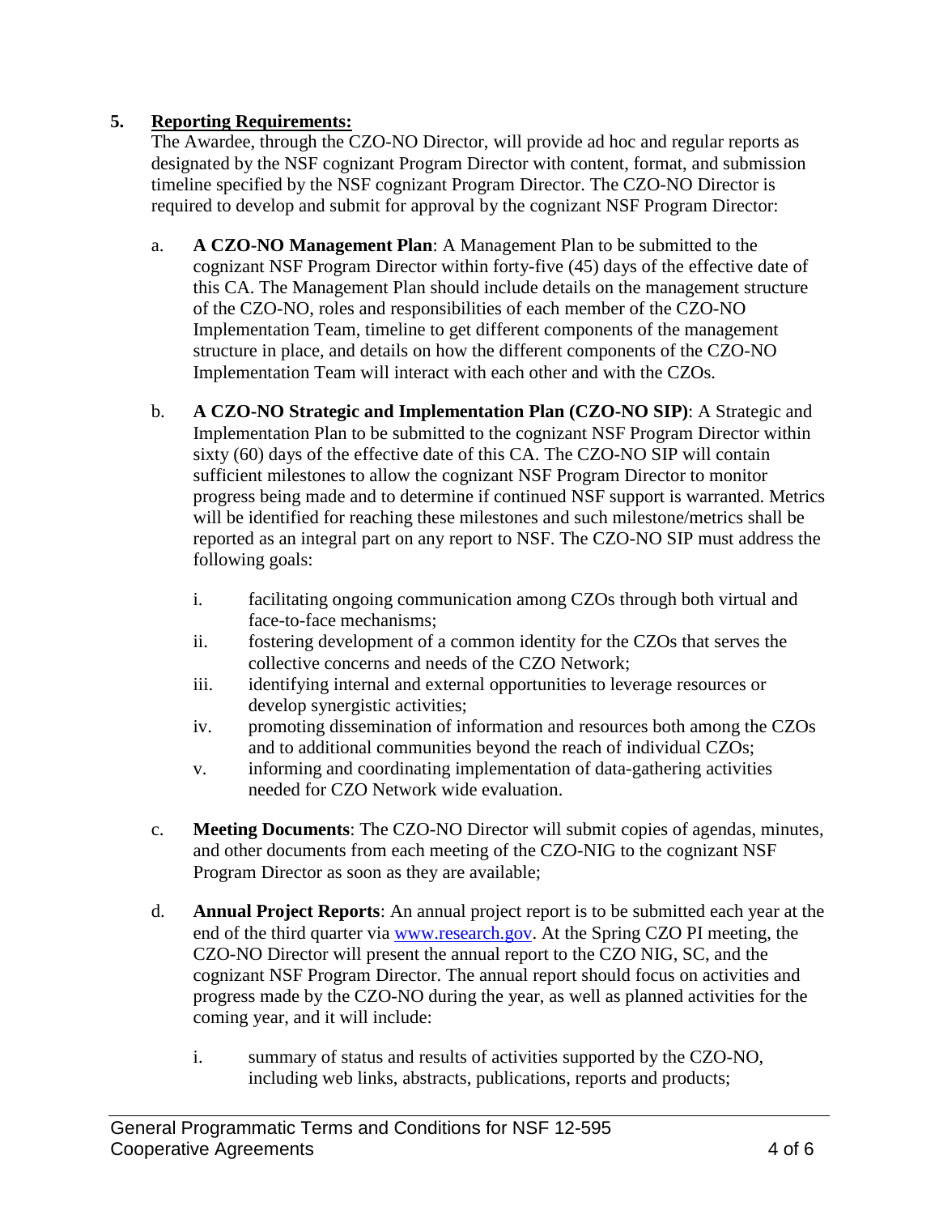## 5. Reporting Requirements:

The Awardee, through the CZO-NO Director, will provide ad hoc and regular reports as designated by the NSF cognizant Program Director with content, format, and submission timeline specified by the NSF cognizant Program Director. The CZO-NO Director is required to develop and submit for approval by the cognizant NSF Program Director:

a. **A CZO-NO Management Plan**: A Management Plan to be submitted to the cognizant NSF Program Director within forty-five (45) days of the effective date of this CA. The Management Plan should include details on the management structure of the CZO-NO, roles and responsibilities of each member of the CZO-NO Implementation Team, timeline to get different components of the management structure in place, and details on how the different components of the CZO-NO Implementation Team will interact with each other and with the CZOs.

b. **A CZO-NO Strategic and Implementation Plan (CZO-NO SIP)**: A Strategic and Implementation Plan to be submitted to the cognizant NSF Program Director within sixty (60) days of the effective date of this CA. The CZO-NO SIP will contain sufficient milestones to allow the cognizant NSF Program Director to monitor progress being made and to determine if continued NSF support is warranted. Metrics will be identified for reaching these milestones and such milestone/metrics shall be reported as an integral part on any report to NSF. The CZO-NO SIP must address the following goals:

   i. facilitating ongoing communication among CZOs through both virtual and face-to-face mechanisms;
   ii. fostering development of a common identity for the CZOs that serves the collective concerns and needs of the CZO Network;
   iii. identifying internal and external opportunities to leverage resources or develop synergistic activities;
   iv. promoting dissemination of information and resources both among the CZOs and to additional communities beyond the reach of individual CZOs;
   v. informing and coordinating implementation of data-gathering activities needed for CZO Network wide evaluation.

c. **Meeting Documents**: The CZO-NO Director will submit copies of agendas, minutes, and other documents from each meeting of the CZO-NIG to the cognizant NSF Program Director as soon as they are available;

d. **Annual Project Reports**: An annual project report is to be submitted each year at the end of the third quarter via [www.research.gov](www.research.gov). At the Spring CZO PI meeting, the CZO-NO Director will present the annual report to the CZO NIG, SC, and the cognizant NSF Program Director. The annual report should focus on activities and progress made by the CZO-NO during the year, as well as planned activities for the coming year, and it will include:

   i. summary of status and results of activities supported by the CZO-NO, including web links, abstracts, publications, reports and products;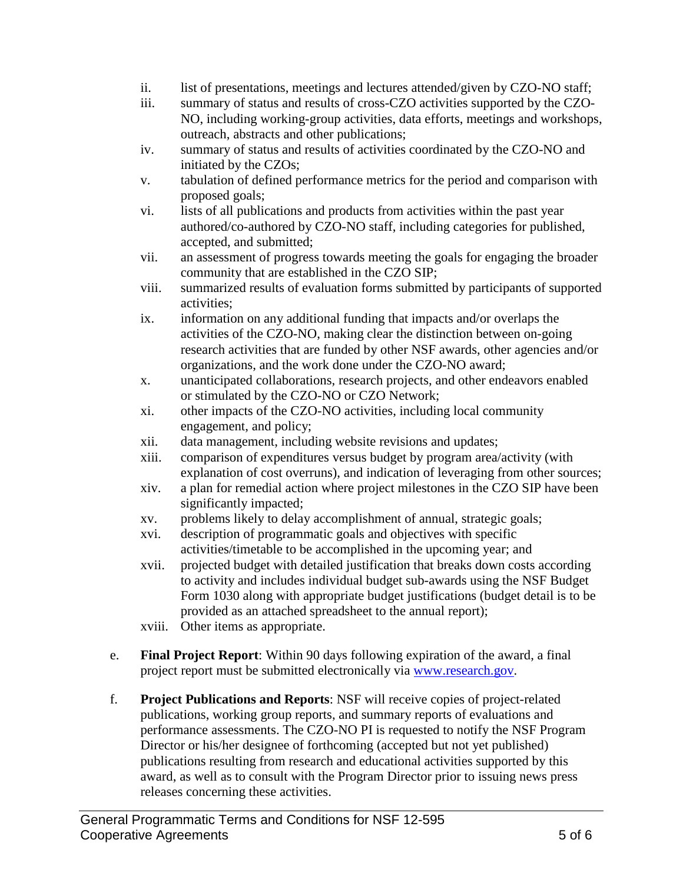ii. list of presentations, meetings and lectures attended/given by CZO-NO staff;
iii. summary of status and results of cross-CZO activities supported by the CZO-NO, including working-group activities, data efforts, meetings and workshops, outreach, abstracts and other publications;
iv. summary of status and results of activities coordinated by the CZO-NO and initiated by the CZOs;
v. tabulation of defined performance metrics for the period and comparison with proposed goals;
vi. lists of all publications and products from activities within the past year authored/co-authored by CZO-NO staff, including categories for published, accepted, and submitted;
vii. an assessment of progress towards meeting the goals for engaging the broader community that are established in the CZO SIP;
viii. summarized results of evaluation forms submitted by participants of supported activities;
ix. information on any additional funding that impacts and/or overlaps the activities of the CZO-NO, making clear the distinction between on-going research activities that are funded by other NSF awards, other agencies and/or organizations, and the work done under the CZO-NO award;
x. unanticipated collaborations, research projects, and other endeavors enabled or stimulated by the CZO-NO or CZO Network;
xi. other impacts of the CZO-NO activities, including local community engagement, and policy;
xii. data management, including website revisions and updates;
xiii. comparison of expenditures versus budget by program area/activity (with explanation of cost overruns), and indication of leveraging from other sources;
xiv. a plan for remedial action where project milestones in the CZO SIP have been significantly impacted;
xv. problems likely to delay accomplishment of annual, strategic goals;
xvi. description of programmatic goals and objectives with specific activities/timetable to be accomplished in the upcoming year; and
xvii. projected budget with detailed justification that breaks down costs according to activity and includes individual budget sub-awards using the NSF Budget Form 1030 along with appropriate budget justifications (budget detail is to be provided as an attached spreadsheet to the annual report);
xviii. Other items as appropriate.

e. **Final Project Report**: Within 90 days following expiration of the award, a final project report must be submitted electronically via [www.research.gov](www.research.gov).

f. **Project Publications and Reports**: NSF will receive copies of project-related publications, working group reports, and summary reports of evaluations and performance assessments. The CZO-NO PI is requested to notify the NSF Program Director or his/her designee of forthcoming (accepted but not yet published) publications resulting from research and educational activities supported by this award, as well as to consult with the Program Director prior to issuing news press releases concerning these activities.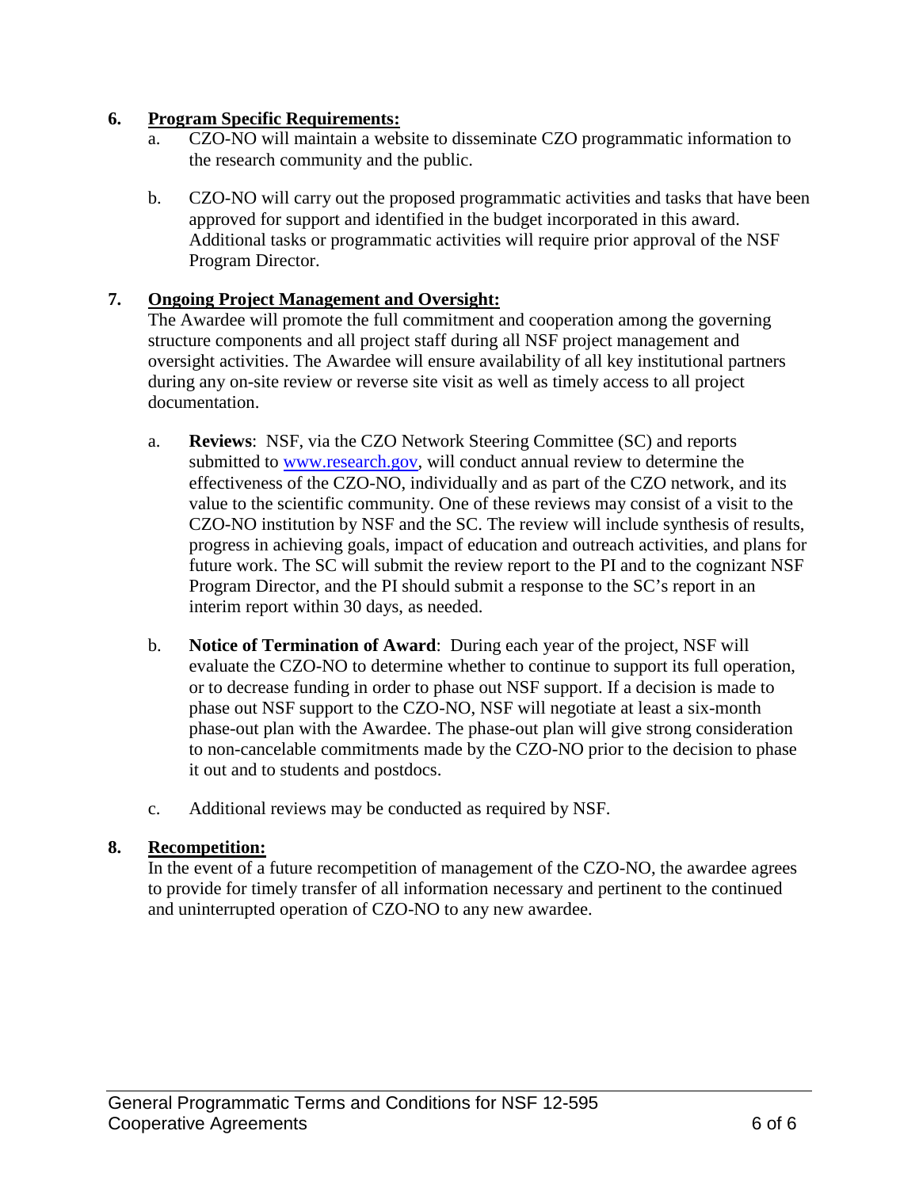6. **Program Specific Requirements:**

   a. CZO-NO will maintain a website to disseminate CZO programmatic information to the research community and the public.

   b. CZO-NO will carry out the proposed programmatic activities and tasks that have been approved for support and identified in the budget incorporated in this award. Additional tasks or programmatic activities will require prior approval of the NSF Program Director.

7. **Ongoing Project Management and Oversight:**

   The Awardee will promote the full commitment and cooperation among the governing structure components and all project staff during all NSF project management and oversight activities. The Awardee will ensure availability of all key institutional partners during any on-site review or reverse site visit as well as timely access to all project documentation.

   a. **Reviews**: NSF, via the CZO Network Steering Committee (SC) and reports submitted to www.research.gov, will conduct annual review to determine the effectiveness of the CZO-NO, individually and as part of the CZO network, and its value to the scientific community. One of these reviews may consist of a visit to the CZO-NO institution by NSF and the SC. The review will include synthesis of results, progress in achieving goals, impact of education and outreach activities, and plans for future work. The SC will submit the review report to the PI and to the cognizant NSF Program Director, and the PI should submit a response to the SC's report in an interim report within 30 days, as needed.

   b. **Notice of Termination of Award**: During each year of the project, NSF will evaluate the CZO-NO to determine whether to continue to support its full operation, or to decrease funding in order to phase out NSF support. If a decision is made to phase out NSF support to the CZO-NO, NSF will negotiate at least a six-month phase-out plan with the Awardee. The phase-out plan will give strong consideration to non-cancelable commitments made by the CZO-NO prior to the decision to phase it out and to students and postdocs.

   c. Additional reviews may be conducted as required by NSF.

8. **Recompetition:**

   In the event of a future recompetition of management of the CZO-NO, the awardee agrees to provide for timely transfer of all information necessary and pertinent to the continued and uninterrupted operation of CZO-NO to any new awardee.